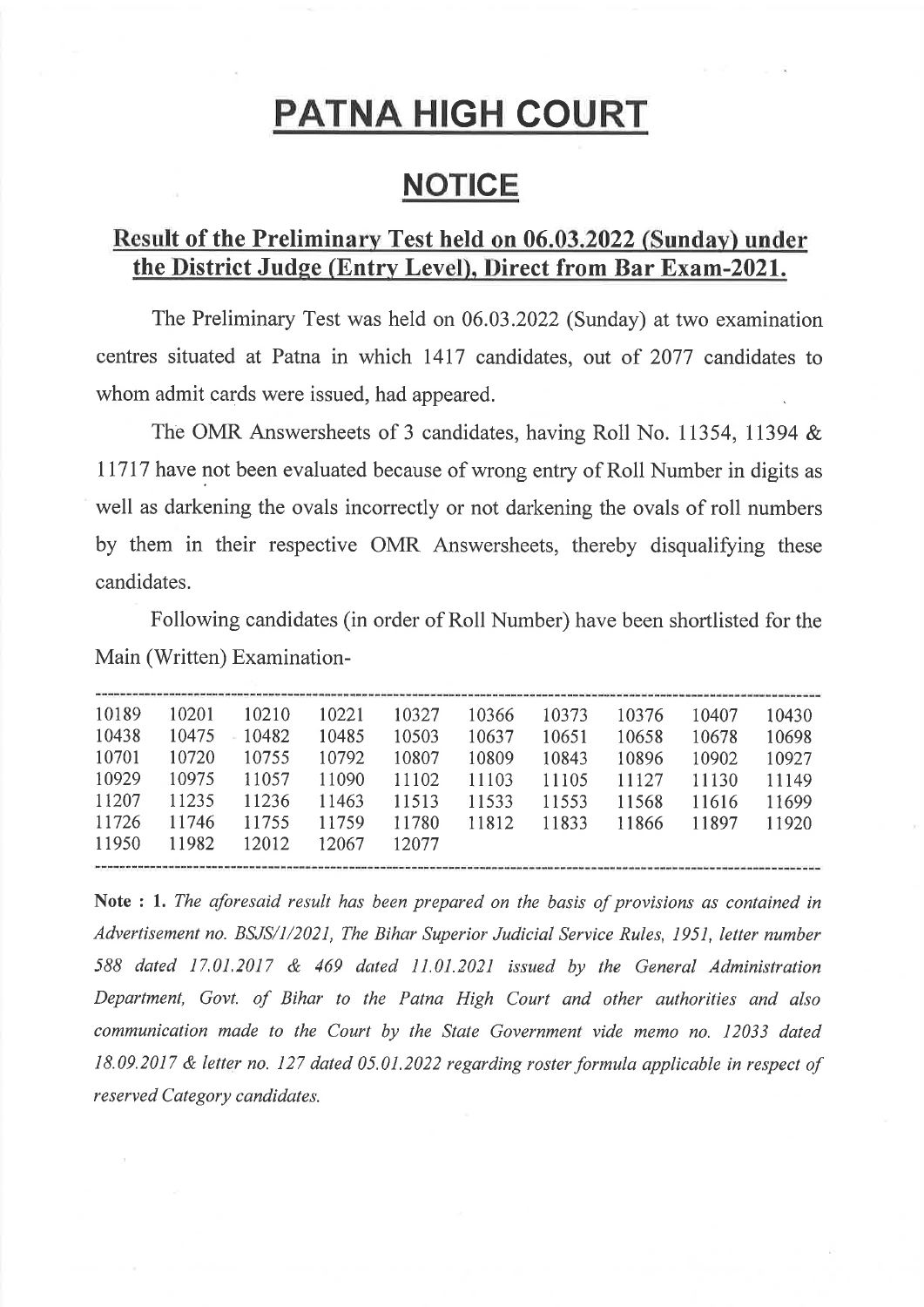# PATNA HIGH COURT

## NOTICE

### Result of the Preliminary Test held on 06.03.2022 (Sunday) under the District Judge (Entry Level), Direct from Bar Exam-2021.

The Preliminary Test was held on 06.03.2022 (Sunday) at two examination centres situated at Patna in which 1417 candidates, out of 2077 candidates to whom admit cards were issued, had appeared.

The OMR Answersheets of 3 candidates, having Roll No. 11354, 11394 & 11717 have not been evaluated because of wrong entry of Roll Number in digits as well as darkening the ovals incorrectly or not darkening the ovals of roll numbers by them in their respective OMR Answersheets, thereby disqualifying these candidates.

Following candidates (in order of Roll Number) have been shortlisted for the Main (Written) Examination-

| | | | | | | | | | |
|---|---|---|---|---|---|---|---|---|---|
| 10189 | 10201 | 10210 | 10221 | 10327 | 10366 | 10373 | 10376 | 10407 | 10430 |
| 10438 | 10475 | 10482 | 10485 | 10503 | 10637 | 10651 | 10658 | 10678 | 10698 |
| 10701 | 10720 | 10755 | 10792 | 10807 | 10809 | 10843 | 10896 | 10902 | 10927 |
| 10929 | 10975 | 11057 | 11090 | 11102 | 11103 | 11105 | 11127 | 11130 | 11149 |
| 11207 | 11235 | 11236 | 11463 | 11513 | 11533 | 11553 | 11568 | 11616 | 11699 |
| 11726 | 11746 | 11755 | 11759 | 11780 | 11812 | 11833 | 11866 | 11897 | 11920 |
| 11950 | 11982 | 12012 | 12067 | 12077 | | | | | |

**Note : 1.** *The aforesaid result has been prepared on the basis of provisions as contained in Advertisement no. BSJS/1/2021, The Bihar Superior Judicial Service Rules, 1951, letter number 588 dated 17.01.2017 & 469 dated 11.01.2021 issued by the General Administration Department, Govt. of Bihar to the Patna High Court and other authorities and also communication made to the Court by the State Government vide memo no. 12033 dated 18.09.2017 & letter no. 127 dated 05.01.2022 regarding roster formula applicable in respect of reserved Category candidates.*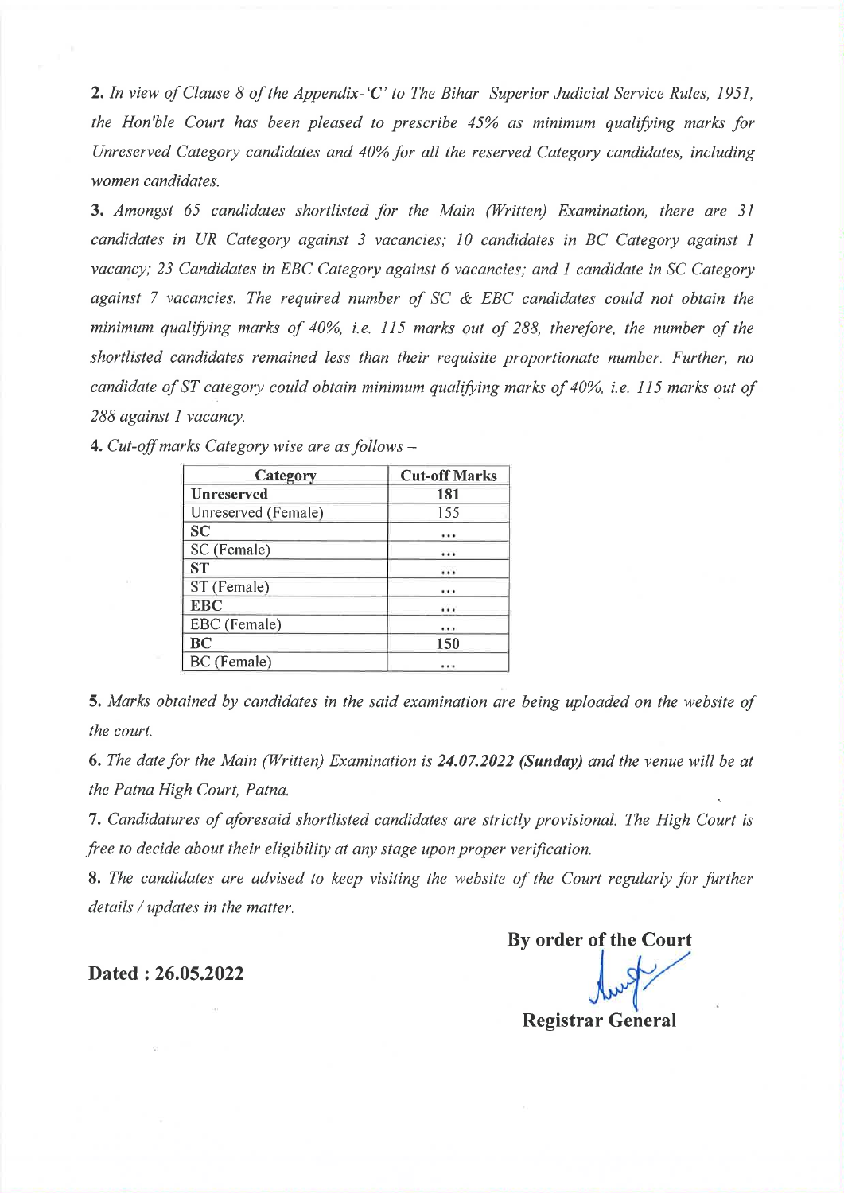**2.** *In view of Clause 8 of the Appendix-'**C**' to The Bihar Superior Judicial Service Rules, 1951, the Hon'ble Court has been pleased to prescribe 45% as minimum qualifying marks for Unreserved Category candidates and 40% for all the reserved Category candidates, including women candidates.*

**3.** *Amongst 65 candidates shortlisted for the Main (Written) Examination, there are 31 candidates in UR Category against 3 vacancies; 10 candidates in BC Category against 1 vacancy; 23 Candidates in EBC Category against 6 vacancies; and 1 candidate in SC Category against 7 vacancies. The required number of SC & EBC candidates could not obtain the minimum qualifying marks of 40%, i.e. 115 marks out of 288, therefore, the number of the shortlisted candidates remained less than their requisite proportionate number. Further, no candidate of ST category could obtain minimum qualifying marks of 40%, i.e. 115 marks out of 288 against 1 vacancy.*

**4.** *Cut-off marks Category wise are as follows –*

| Category | Cut-off Marks |
|---|---|
| **Unreserved** | **181** |
| Unreserved (Female) | 155 |
| **SC** | ... |
| SC (Female) | ... |
| **ST** | ... |
| ST (Female) | ... |
| **EBC** | ... |
| EBC (Female) | ... |
| **BC** | **150** |
| BC (Female) | ... |

**5.** *Marks obtained by candidates in the said examination are being uploaded on the website of the court.*

**6.** *The date for the Main (Written) Examination is **24.07.2022 (Sunday)** and the venue will be at the Patna High Court, Patna.*

**7.** *Candidatures of aforesaid shortlisted candidates are strictly provisional. The High Court is free to decide about their eligibility at any stage upon proper verification.*

**8.** *The candidates are advised to keep visiting the website of the Court regularly for further details / updates in the matter.*

**By order of the Court**

**Dated : 26.05.2022**

**Registrar General**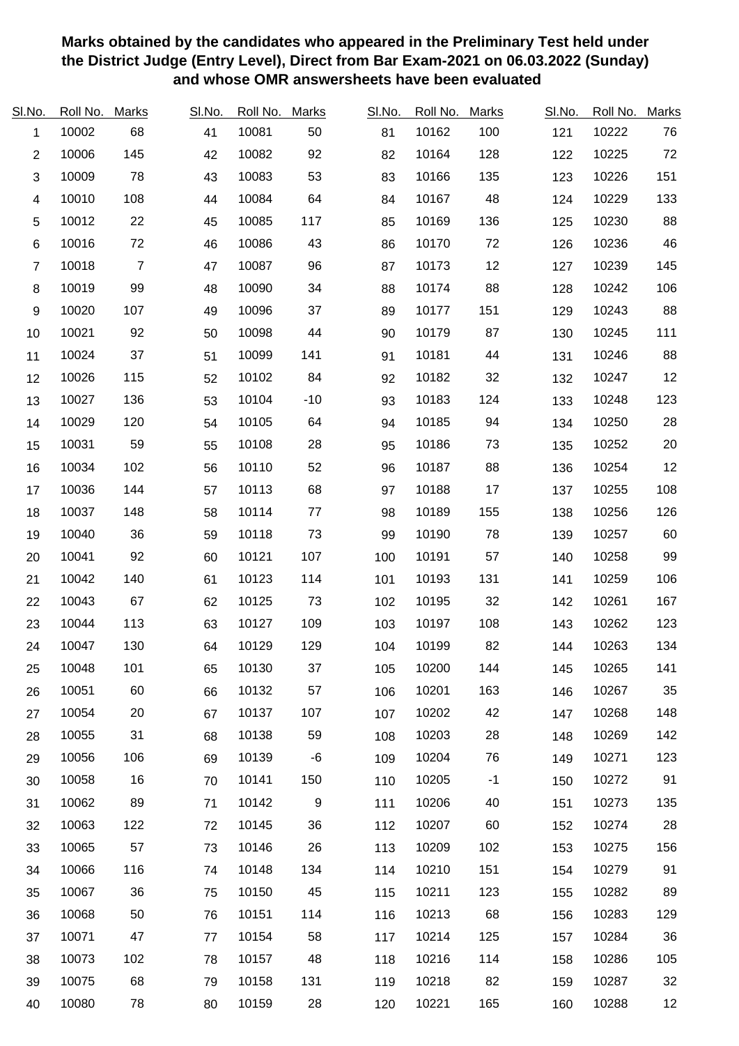**Marks obtained by the candidates who appeared in the Preliminary Test held under the District Judge (Entry Level), Direct from Bar Exam-2021 on 06.03.2022 (Sunday) and whose OMR answersheets have been evaluated**

| Sl.No. | Roll No. | Marks | Sl.No. | Roll No. | Marks | Sl.No. | Roll No. | Marks | Sl.No. | Roll No. | Marks |
|---|---|---|---|---|---|---|---|---|---|---|---|
| 1 | 10002 | 68 | 41 | 10081 | 50 | 81 | 10162 | 100 | 121 | 10222 | 76 |
| 2 | 10006 | 145 | 42 | 10082 | 92 | 82 | 10164 | 128 | 122 | 10225 | 72 |
| 3 | 10009 | 78 | 43 | 10083 | 53 | 83 | 10166 | 135 | 123 | 10226 | 151 |
| 4 | 10010 | 108 | 44 | 10084 | 64 | 84 | 10167 | 48 | 124 | 10229 | 133 |
| 5 | 10012 | 22 | 45 | 10085 | 117 | 85 | 10169 | 136 | 125 | 10230 | 88 |
| 6 | 10016 | 72 | 46 | 10086 | 43 | 86 | 10170 | 72 | 126 | 10236 | 46 |
| 7 | 10018 | 7 | 47 | 10087 | 96 | 87 | 10173 | 12 | 127 | 10239 | 145 |
| 8 | 10019 | 99 | 48 | 10090 | 34 | 88 | 10174 | 88 | 128 | 10242 | 106 |
| 9 | 10020 | 107 | 49 | 10096 | 37 | 89 | 10177 | 151 | 129 | 10243 | 88 |
| 10 | 10021 | 92 | 50 | 10098 | 44 | 90 | 10179 | 87 | 130 | 10245 | 111 |
| 11 | 10024 | 37 | 51 | 10099 | 141 | 91 | 10181 | 44 | 131 | 10246 | 88 |
| 12 | 10026 | 115 | 52 | 10102 | 84 | 92 | 10182 | 32 | 132 | 10247 | 12 |
| 13 | 10027 | 136 | 53 | 10104 | -10 | 93 | 10183 | 124 | 133 | 10248 | 123 |
| 14 | 10029 | 120 | 54 | 10105 | 64 | 94 | 10185 | 94 | 134 | 10250 | 28 |
| 15 | 10031 | 59 | 55 | 10108 | 28 | 95 | 10186 | 73 | 135 | 10252 | 20 |
| 16 | 10034 | 102 | 56 | 10110 | 52 | 96 | 10187 | 88 | 136 | 10254 | 12 |
| 17 | 10036 | 144 | 57 | 10113 | 68 | 97 | 10188 | 17 | 137 | 10255 | 108 |
| 18 | 10037 | 148 | 58 | 10114 | 77 | 98 | 10189 | 155 | 138 | 10256 | 126 |
| 19 | 10040 | 36 | 59 | 10118 | 73 | 99 | 10190 | 78 | 139 | 10257 | 60 |
| 20 | 10041 | 92 | 60 | 10121 | 107 | 100 | 10191 | 57 | 140 | 10258 | 99 |
| 21 | 10042 | 140 | 61 | 10123 | 114 | 101 | 10193 | 131 | 141 | 10259 | 106 |
| 22 | 10043 | 67 | 62 | 10125 | 73 | 102 | 10195 | 32 | 142 | 10261 | 167 |
| 23 | 10044 | 113 | 63 | 10127 | 109 | 103 | 10197 | 108 | 143 | 10262 | 123 |
| 24 | 10047 | 130 | 64 | 10129 | 129 | 104 | 10199 | 82 | 144 | 10263 | 134 |
| 25 | 10048 | 101 | 65 | 10130 | 37 | 105 | 10200 | 144 | 145 | 10265 | 141 |
| 26 | 10051 | 60 | 66 | 10132 | 57 | 106 | 10201 | 163 | 146 | 10267 | 35 |
| 27 | 10054 | 20 | 67 | 10137 | 107 | 107 | 10202 | 42 | 147 | 10268 | 148 |
| 28 | 10055 | 31 | 68 | 10138 | 59 | 108 | 10203 | 28 | 148 | 10269 | 142 |
| 29 | 10056 | 106 | 69 | 10139 | -6 | 109 | 10204 | 76 | 149 | 10271 | 123 |
| 30 | 10058 | 16 | 70 | 10141 | 150 | 110 | 10205 | -1 | 150 | 10272 | 91 |
| 31 | 10062 | 89 | 71 | 10142 | 9 | 111 | 10206 | 40 | 151 | 10273 | 135 |
| 32 | 10063 | 122 | 72 | 10145 | 36 | 112 | 10207 | 60 | 152 | 10274 | 28 |
| 33 | 10065 | 57 | 73 | 10146 | 26 | 113 | 10209 | 102 | 153 | 10275 | 156 |
| 34 | 10066 | 116 | 74 | 10148 | 134 | 114 | 10210 | 151 | 154 | 10279 | 91 |
| 35 | 10067 | 36 | 75 | 10150 | 45 | 115 | 10211 | 123 | 155 | 10282 | 89 |
| 36 | 10068 | 50 | 76 | 10151 | 114 | 116 | 10213 | 68 | 156 | 10283 | 129 |
| 37 | 10071 | 47 | 77 | 10154 | 58 | 117 | 10214 | 125 | 157 | 10284 | 36 |
| 38 | 10073 | 102 | 78 | 10157 | 48 | 118 | 10216 | 114 | 158 | 10286 | 105 |
| 39 | 10075 | 68 | 79 | 10158 | 131 | 119 | 10218 | 82 | 159 | 10287 | 32 |
| 40 | 10080 | 78 | 80 | 10159 | 28 | 120 | 10221 | 165 | 160 | 10288 | 12 |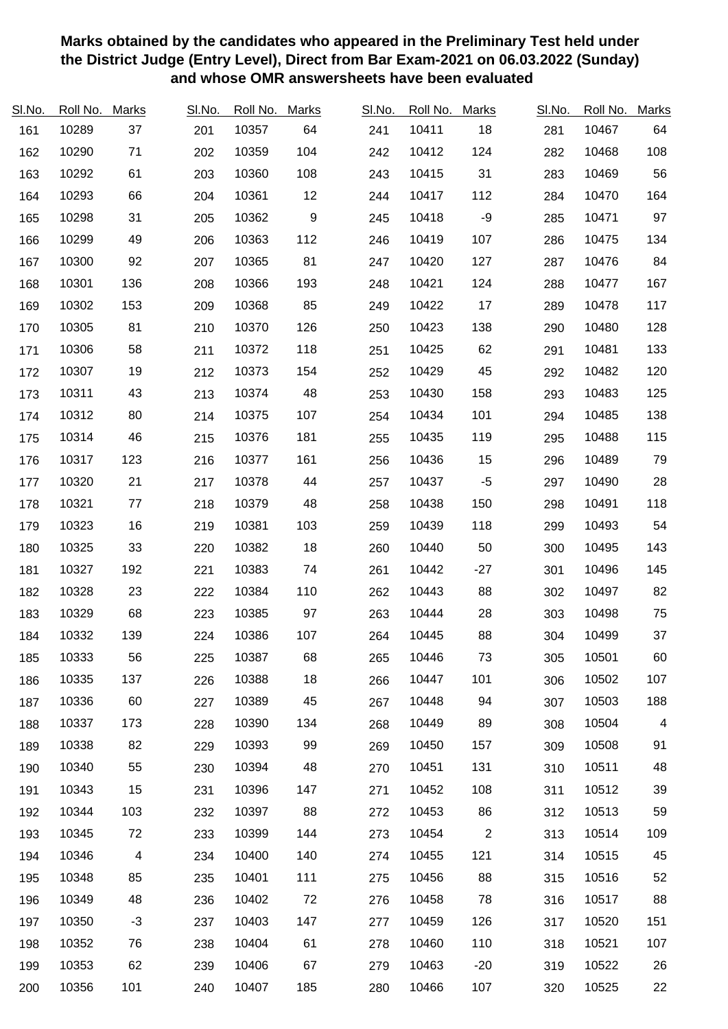**Marks obtained by the candidates who appeared in the Preliminary Test held under the District Judge (Entry Level), Direct from Bar Exam-2021 on 06.03.2022 (Sunday) and whose OMR answersheets have been evaluated**

| Sl.No. | Roll No. | Marks | Sl.No. | Roll No. | Marks | Sl.No. | Roll No. | Marks | Sl.No. | Roll No. | Marks |
|---|---|---|---|---|---|---|---|---|---|---|---|
| 161 | 10289 | 37 | 201 | 10357 | 64 | 241 | 10411 | 18 | 281 | 10467 | 64 |
| 162 | 10290 | 71 | 202 | 10359 | 104 | 242 | 10412 | 124 | 282 | 10468 | 108 |
| 163 | 10292 | 61 | 203 | 10360 | 108 | 243 | 10415 | 31 | 283 | 10469 | 56 |
| 164 | 10293 | 66 | 204 | 10361 | 12 | 244 | 10417 | 112 | 284 | 10470 | 164 |
| 165 | 10298 | 31 | 205 | 10362 | 9 | 245 | 10418 | -9 | 285 | 10471 | 97 |
| 166 | 10299 | 49 | 206 | 10363 | 112 | 246 | 10419 | 107 | 286 | 10475 | 134 |
| 167 | 10300 | 92 | 207 | 10365 | 81 | 247 | 10420 | 127 | 287 | 10476 | 84 |
| 168 | 10301 | 136 | 208 | 10366 | 193 | 248 | 10421 | 124 | 288 | 10477 | 167 |
| 169 | 10302 | 153 | 209 | 10368 | 85 | 249 | 10422 | 17 | 289 | 10478 | 117 |
| 170 | 10305 | 81 | 210 | 10370 | 126 | 250 | 10423 | 138 | 290 | 10480 | 128 |
| 171 | 10306 | 58 | 211 | 10372 | 118 | 251 | 10425 | 62 | 291 | 10481 | 133 |
| 172 | 10307 | 19 | 212 | 10373 | 154 | 252 | 10429 | 45 | 292 | 10482 | 120 |
| 173 | 10311 | 43 | 213 | 10374 | 48 | 253 | 10430 | 158 | 293 | 10483 | 125 |
| 174 | 10312 | 80 | 214 | 10375 | 107 | 254 | 10434 | 101 | 294 | 10485 | 138 |
| 175 | 10314 | 46 | 215 | 10376 | 181 | 255 | 10435 | 119 | 295 | 10488 | 115 |
| 176 | 10317 | 123 | 216 | 10377 | 161 | 256 | 10436 | 15 | 296 | 10489 | 79 |
| 177 | 10320 | 21 | 217 | 10378 | 44 | 257 | 10437 | -5 | 297 | 10490 | 28 |
| 178 | 10321 | 77 | 218 | 10379 | 48 | 258 | 10438 | 150 | 298 | 10491 | 118 |
| 179 | 10323 | 16 | 219 | 10381 | 103 | 259 | 10439 | 118 | 299 | 10493 | 54 |
| 180 | 10325 | 33 | 220 | 10382 | 18 | 260 | 10440 | 50 | 300 | 10495 | 143 |
| 181 | 10327 | 192 | 221 | 10383 | 74 | 261 | 10442 | -27 | 301 | 10496 | 145 |
| 182 | 10328 | 23 | 222 | 10384 | 110 | 262 | 10443 | 88 | 302 | 10497 | 82 |
| 183 | 10329 | 68 | 223 | 10385 | 97 | 263 | 10444 | 28 | 303 | 10498 | 75 |
| 184 | 10332 | 139 | 224 | 10386 | 107 | 264 | 10445 | 88 | 304 | 10499 | 37 |
| 185 | 10333 | 56 | 225 | 10387 | 68 | 265 | 10446 | 73 | 305 | 10501 | 60 |
| 186 | 10335 | 137 | 226 | 10388 | 18 | 266 | 10447 | 101 | 306 | 10502 | 107 |
| 187 | 10336 | 60 | 227 | 10389 | 45 | 267 | 10448 | 94 | 307 | 10503 | 188 |
| 188 | 10337 | 173 | 228 | 10390 | 134 | 268 | 10449 | 89 | 308 | 10504 | 4 |
| 189 | 10338 | 82 | 229 | 10393 | 99 | 269 | 10450 | 157 | 309 | 10508 | 91 |
| 190 | 10340 | 55 | 230 | 10394 | 48 | 270 | 10451 | 131 | 310 | 10511 | 48 |
| 191 | 10343 | 15 | 231 | 10396 | 147 | 271 | 10452 | 108 | 311 | 10512 | 39 |
| 192 | 10344 | 103 | 232 | 10397 | 88 | 272 | 10453 | 86 | 312 | 10513 | 59 |
| 193 | 10345 | 72 | 233 | 10399 | 144 | 273 | 10454 | 2 | 313 | 10514 | 109 |
| 194 | 10346 | 4 | 234 | 10400 | 140 | 274 | 10455 | 121 | 314 | 10515 | 45 |
| 195 | 10348 | 85 | 235 | 10401 | 111 | 275 | 10456 | 88 | 315 | 10516 | 52 |
| 196 | 10349 | 48 | 236 | 10402 | 72 | 276 | 10458 | 78 | 316 | 10517 | 88 |
| 197 | 10350 | -3 | 237 | 10403 | 147 | 277 | 10459 | 126 | 317 | 10520 | 151 |
| 198 | 10352 | 76 | 238 | 10404 | 61 | 278 | 10460 | 110 | 318 | 10521 | 107 |
| 199 | 10353 | 62 | 239 | 10406 | 67 | 279 | 10463 | -20 | 319 | 10522 | 26 |
| 200 | 10356 | 101 | 240 | 10407 | 185 | 280 | 10466 | 107 | 320 | 10525 | 22 |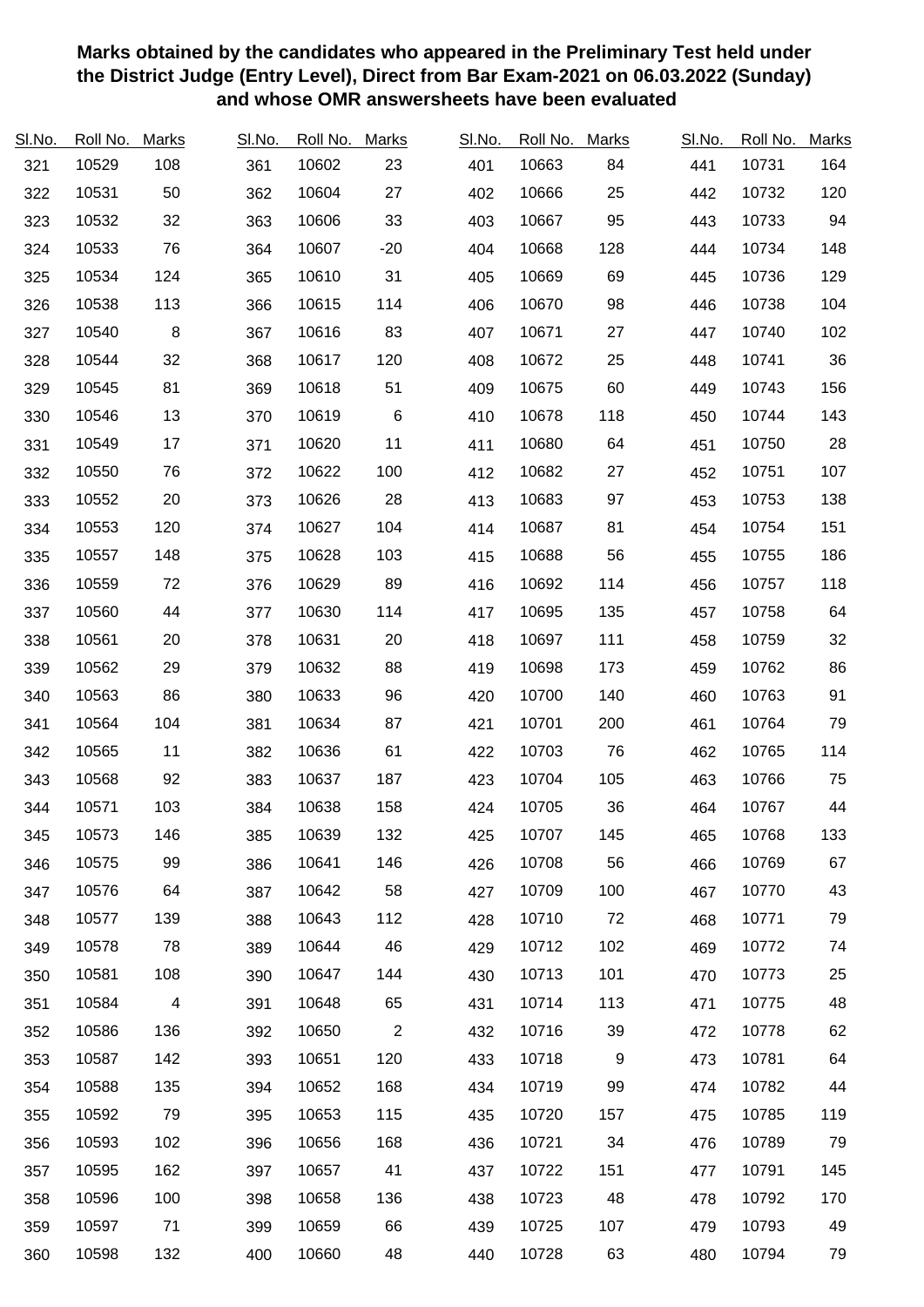**Marks obtained by the candidates who appeared in the Preliminary Test held under the District Judge (Entry Level), Direct from Bar Exam-2021 on 06.03.2022 (Sunday) and whose OMR answersheets have been evaluated**

| Sl.No. | Roll No. | Marks | Sl.No. | Roll No. | Marks | Sl.No. | Roll No. | Marks | Sl.No. | Roll No. | Marks |
|---|---|---|---|---|---|---|---|---|---|---|---|
| 321 | 10529 | 108 | 361 | 10602 | 23 | 401 | 10663 | 84 | 441 | 10731 | 164 |
| 322 | 10531 | 50 | 362 | 10604 | 27 | 402 | 10666 | 25 | 442 | 10732 | 120 |
| 323 | 10532 | 32 | 363 | 10606 | 33 | 403 | 10667 | 95 | 443 | 10733 | 94 |
| 324 | 10533 | 76 | 364 | 10607 | -20 | 404 | 10668 | 128 | 444 | 10734 | 148 |
| 325 | 10534 | 124 | 365 | 10610 | 31 | 405 | 10669 | 69 | 445 | 10736 | 129 |
| 326 | 10538 | 113 | 366 | 10615 | 114 | 406 | 10670 | 98 | 446 | 10738 | 104 |
| 327 | 10540 | 8 | 367 | 10616 | 83 | 407 | 10671 | 27 | 447 | 10740 | 102 |
| 328 | 10544 | 32 | 368 | 10617 | 120 | 408 | 10672 | 25 | 448 | 10741 | 36 |
| 329 | 10545 | 81 | 369 | 10618 | 51 | 409 | 10675 | 60 | 449 | 10743 | 156 |
| 330 | 10546 | 13 | 370 | 10619 | 6 | 410 | 10678 | 118 | 450 | 10744 | 143 |
| 331 | 10549 | 17 | 371 | 10620 | 11 | 411 | 10680 | 64 | 451 | 10750 | 28 |
| 332 | 10550 | 76 | 372 | 10622 | 100 | 412 | 10682 | 27 | 452 | 10751 | 107 |
| 333 | 10552 | 20 | 373 | 10626 | 28 | 413 | 10683 | 97 | 453 | 10753 | 138 |
| 334 | 10553 | 120 | 374 | 10627 | 104 | 414 | 10687 | 81 | 454 | 10754 | 151 |
| 335 | 10557 | 148 | 375 | 10628 | 103 | 415 | 10688 | 56 | 455 | 10755 | 186 |
| 336 | 10559 | 72 | 376 | 10629 | 89 | 416 | 10692 | 114 | 456 | 10757 | 118 |
| 337 | 10560 | 44 | 377 | 10630 | 114 | 417 | 10695 | 135 | 457 | 10758 | 64 |
| 338 | 10561 | 20 | 378 | 10631 | 20 | 418 | 10697 | 111 | 458 | 10759 | 32 |
| 339 | 10562 | 29 | 379 | 10632 | 88 | 419 | 10698 | 173 | 459 | 10762 | 86 |
| 340 | 10563 | 86 | 380 | 10633 | 96 | 420 | 10700 | 140 | 460 | 10763 | 91 |
| 341 | 10564 | 104 | 381 | 10634 | 87 | 421 | 10701 | 200 | 461 | 10764 | 79 |
| 342 | 10565 | 11 | 382 | 10636 | 61 | 422 | 10703 | 76 | 462 | 10765 | 114 |
| 343 | 10568 | 92 | 383 | 10637 | 187 | 423 | 10704 | 105 | 463 | 10766 | 75 |
| 344 | 10571 | 103 | 384 | 10638 | 158 | 424 | 10705 | 36 | 464 | 10767 | 44 |
| 345 | 10573 | 146 | 385 | 10639 | 132 | 425 | 10707 | 145 | 465 | 10768 | 133 |
| 346 | 10575 | 99 | 386 | 10641 | 146 | 426 | 10708 | 56 | 466 | 10769 | 67 |
| 347 | 10576 | 64 | 387 | 10642 | 58 | 427 | 10709 | 100 | 467 | 10770 | 43 |
| 348 | 10577 | 139 | 388 | 10643 | 112 | 428 | 10710 | 72 | 468 | 10771 | 79 |
| 349 | 10578 | 78 | 389 | 10644 | 46 | 429 | 10712 | 102 | 469 | 10772 | 74 |
| 350 | 10581 | 108 | 390 | 10647 | 144 | 430 | 10713 | 101 | 470 | 10773 | 25 |
| 351 | 10584 | 4 | 391 | 10648 | 65 | 431 | 10714 | 113 | 471 | 10775 | 48 |
| 352 | 10586 | 136 | 392 | 10650 | 2 | 432 | 10716 | 39 | 472 | 10778 | 62 |
| 353 | 10587 | 142 | 393 | 10651 | 120 | 433 | 10718 | 9 | 473 | 10781 | 64 |
| 354 | 10588 | 135 | 394 | 10652 | 168 | 434 | 10719 | 99 | 474 | 10782 | 44 |
| 355 | 10592 | 79 | 395 | 10653 | 115 | 435 | 10720 | 157 | 475 | 10785 | 119 |
| 356 | 10593 | 102 | 396 | 10656 | 168 | 436 | 10721 | 34 | 476 | 10789 | 79 |
| 357 | 10595 | 162 | 397 | 10657 | 41 | 437 | 10722 | 151 | 477 | 10791 | 145 |
| 358 | 10596 | 100 | 398 | 10658 | 136 | 438 | 10723 | 48 | 478 | 10792 | 170 |
| 359 | 10597 | 71 | 399 | 10659 | 66 | 439 | 10725 | 107 | 479 | 10793 | 49 |
| 360 | 10598 | 132 | 400 | 10660 | 48 | 440 | 10728 | 63 | 480 | 10794 | 79 |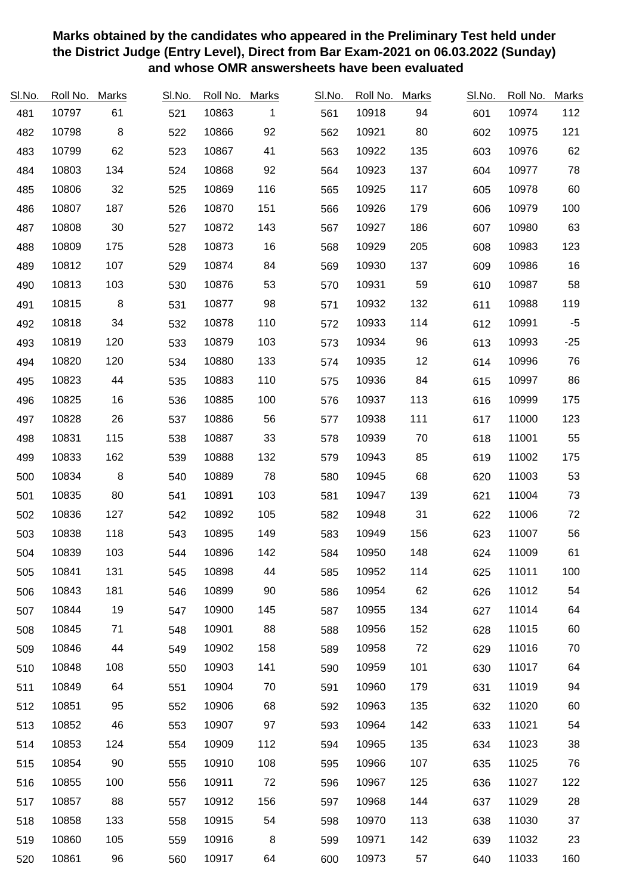**Marks obtained by the candidates who appeared in the Preliminary Test held under the District Judge (Entry Level), Direct from Bar Exam-2021 on 06.03.2022 (Sunday) and whose OMR answersheets have been evaluated**

| Sl.No. | Roll No. | Marks | Sl.No. | Roll No. | Marks | Sl.No. | Roll No. | Marks | Sl.No. | Roll No. | Marks |
|---|---|---|---|---|---|---|---|---|---|---|---|
| 481 | 10797 | 61 | 521 | 10863 | 1 | 561 | 10918 | 94 | 601 | 10974 | 112 |
| 482 | 10798 | 8 | 522 | 10866 | 92 | 562 | 10921 | 80 | 602 | 10975 | 121 |
| 483 | 10799 | 62 | 523 | 10867 | 41 | 563 | 10922 | 135 | 603 | 10976 | 62 |
| 484 | 10803 | 134 | 524 | 10868 | 92 | 564 | 10923 | 137 | 604 | 10977 | 78 |
| 485 | 10806 | 32 | 525 | 10869 | 116 | 565 | 10925 | 117 | 605 | 10978 | 60 |
| 486 | 10807 | 187 | 526 | 10870 | 151 | 566 | 10926 | 179 | 606 | 10979 | 100 |
| 487 | 10808 | 30 | 527 | 10872 | 143 | 567 | 10927 | 186 | 607 | 10980 | 63 |
| 488 | 10809 | 175 | 528 | 10873 | 16 | 568 | 10929 | 205 | 608 | 10983 | 123 |
| 489 | 10812 | 107 | 529 | 10874 | 84 | 569 | 10930 | 137 | 609 | 10986 | 16 |
| 490 | 10813 | 103 | 530 | 10876 | 53 | 570 | 10931 | 59 | 610 | 10987 | 58 |
| 491 | 10815 | 8 | 531 | 10877 | 98 | 571 | 10932 | 132 | 611 | 10988 | 119 |
| 492 | 10818 | 34 | 532 | 10878 | 110 | 572 | 10933 | 114 | 612 | 10991 | -5 |
| 493 | 10819 | 120 | 533 | 10879 | 103 | 573 | 10934 | 96 | 613 | 10993 | -25 |
| 494 | 10820 | 120 | 534 | 10880 | 133 | 574 | 10935 | 12 | 614 | 10996 | 76 |
| 495 | 10823 | 44 | 535 | 10883 | 110 | 575 | 10936 | 84 | 615 | 10997 | 86 |
| 496 | 10825 | 16 | 536 | 10885 | 100 | 576 | 10937 | 113 | 616 | 10999 | 175 |
| 497 | 10828 | 26 | 537 | 10886 | 56 | 577 | 10938 | 111 | 617 | 11000 | 123 |
| 498 | 10831 | 115 | 538 | 10887 | 33 | 578 | 10939 | 70 | 618 | 11001 | 55 |
| 499 | 10833 | 162 | 539 | 10888 | 132 | 579 | 10943 | 85 | 619 | 11002 | 175 |
| 500 | 10834 | 8 | 540 | 10889 | 78 | 580 | 10945 | 68 | 620 | 11003 | 53 |
| 501 | 10835 | 80 | 541 | 10891 | 103 | 581 | 10947 | 139 | 621 | 11004 | 73 |
| 502 | 10836 | 127 | 542 | 10892 | 105 | 582 | 10948 | 31 | 622 | 11006 | 72 |
| 503 | 10838 | 118 | 543 | 10895 | 149 | 583 | 10949 | 156 | 623 | 11007 | 56 |
| 504 | 10839 | 103 | 544 | 10896 | 142 | 584 | 10950 | 148 | 624 | 11009 | 61 |
| 505 | 10841 | 131 | 545 | 10898 | 44 | 585 | 10952 | 114 | 625 | 11011 | 100 |
| 506 | 10843 | 181 | 546 | 10899 | 90 | 586 | 10954 | 62 | 626 | 11012 | 54 |
| 507 | 10844 | 19 | 547 | 10900 | 145 | 587 | 10955 | 134 | 627 | 11014 | 64 |
| 508 | 10845 | 71 | 548 | 10901 | 88 | 588 | 10956 | 152 | 628 | 11015 | 60 |
| 509 | 10846 | 44 | 549 | 10902 | 158 | 589 | 10958 | 72 | 629 | 11016 | 70 |
| 510 | 10848 | 108 | 550 | 10903 | 141 | 590 | 10959 | 101 | 630 | 11017 | 64 |
| 511 | 10849 | 64 | 551 | 10904 | 70 | 591 | 10960 | 179 | 631 | 11019 | 94 |
| 512 | 10851 | 95 | 552 | 10906 | 68 | 592 | 10963 | 135 | 632 | 11020 | 60 |
| 513 | 10852 | 46 | 553 | 10907 | 97 | 593 | 10964 | 142 | 633 | 11021 | 54 |
| 514 | 10853 | 124 | 554 | 10909 | 112 | 594 | 10965 | 135 | 634 | 11023 | 38 |
| 515 | 10854 | 90 | 555 | 10910 | 108 | 595 | 10966 | 107 | 635 | 11025 | 76 |
| 516 | 10855 | 100 | 556 | 10911 | 72 | 596 | 10967 | 125 | 636 | 11027 | 122 |
| 517 | 10857 | 88 | 557 | 10912 | 156 | 597 | 10968 | 144 | 637 | 11029 | 28 |
| 518 | 10858 | 133 | 558 | 10915 | 54 | 598 | 10970 | 113 | 638 | 11030 | 37 |
| 519 | 10860 | 105 | 559 | 10916 | 8 | 599 | 10971 | 142 | 639 | 11032 | 23 |
| 520 | 10861 | 96 | 560 | 10917 | 64 | 600 | 10973 | 57 | 640 | 11033 | 160 |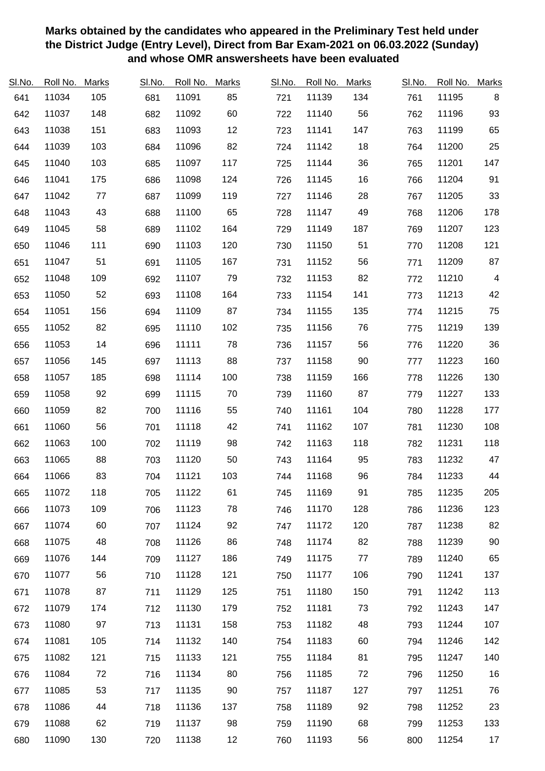**Marks obtained by the candidates who appeared in the Preliminary Test held under the District Judge (Entry Level), Direct from Bar Exam-2021 on 06.03.2022 (Sunday) and whose OMR answersheets have been evaluated**

| Sl.No. | Roll No. | Marks | Sl.No. | Roll No. | Marks | Sl.No. | Roll No. | Marks | Sl.No. | Roll No. | Marks |
|---|---|---|---|---|---|---|---|---|---|---|---|
| 641 | 11034 | 105 | 681 | 11091 | 85 | 721 | 11139 | 134 | 761 | 11195 | 8 |
| 642 | 11037 | 148 | 682 | 11092 | 60 | 722 | 11140 | 56 | 762 | 11196 | 93 |
| 643 | 11038 | 151 | 683 | 11093 | 12 | 723 | 11141 | 147 | 763 | 11199 | 65 |
| 644 | 11039 | 103 | 684 | 11096 | 82 | 724 | 11142 | 18 | 764 | 11200 | 25 |
| 645 | 11040 | 103 | 685 | 11097 | 117 | 725 | 11144 | 36 | 765 | 11201 | 147 |
| 646 | 11041 | 175 | 686 | 11098 | 124 | 726 | 11145 | 16 | 766 | 11204 | 91 |
| 647 | 11042 | 77 | 687 | 11099 | 119 | 727 | 11146 | 28 | 767 | 11205 | 33 |
| 648 | 11043 | 43 | 688 | 11100 | 65 | 728 | 11147 | 49 | 768 | 11206 | 178 |
| 649 | 11045 | 58 | 689 | 11102 | 164 | 729 | 11149 | 187 | 769 | 11207 | 123 |
| 650 | 11046 | 111 | 690 | 11103 | 120 | 730 | 11150 | 51 | 770 | 11208 | 121 |
| 651 | 11047 | 51 | 691 | 11105 | 167 | 731 | 11152 | 56 | 771 | 11209 | 87 |
| 652 | 11048 | 109 | 692 | 11107 | 79 | 732 | 11153 | 82 | 772 | 11210 | 4 |
| 653 | 11050 | 52 | 693 | 11108 | 164 | 733 | 11154 | 141 | 773 | 11213 | 42 |
| 654 | 11051 | 156 | 694 | 11109 | 87 | 734 | 11155 | 135 | 774 | 11215 | 75 |
| 655 | 11052 | 82 | 695 | 11110 | 102 | 735 | 11156 | 76 | 775 | 11219 | 139 |
| 656 | 11053 | 14 | 696 | 11111 | 78 | 736 | 11157 | 56 | 776 | 11220 | 36 |
| 657 | 11056 | 145 | 697 | 11113 | 88 | 737 | 11158 | 90 | 777 | 11223 | 160 |
| 658 | 11057 | 185 | 698 | 11114 | 100 | 738 | 11159 | 166 | 778 | 11226 | 130 |
| 659 | 11058 | 92 | 699 | 11115 | 70 | 739 | 11160 | 87 | 779 | 11227 | 133 |
| 660 | 11059 | 82 | 700 | 11116 | 55 | 740 | 11161 | 104 | 780 | 11228 | 177 |
| 661 | 11060 | 56 | 701 | 11118 | 42 | 741 | 11162 | 107 | 781 | 11230 | 108 |
| 662 | 11063 | 100 | 702 | 11119 | 98 | 742 | 11163 | 118 | 782 | 11231 | 118 |
| 663 | 11065 | 88 | 703 | 11120 | 50 | 743 | 11164 | 95 | 783 | 11232 | 47 |
| 664 | 11066 | 83 | 704 | 11121 | 103 | 744 | 11168 | 96 | 784 | 11233 | 44 |
| 665 | 11072 | 118 | 705 | 11122 | 61 | 745 | 11169 | 91 | 785 | 11235 | 205 |
| 666 | 11073 | 109 | 706 | 11123 | 78 | 746 | 11170 | 128 | 786 | 11236 | 123 |
| 667 | 11074 | 60 | 707 | 11124 | 92 | 747 | 11172 | 120 | 787 | 11238 | 82 |
| 668 | 11075 | 48 | 708 | 11126 | 86 | 748 | 11174 | 82 | 788 | 11239 | 90 |
| 669 | 11076 | 144 | 709 | 11127 | 186 | 749 | 11175 | 77 | 789 | 11240 | 65 |
| 670 | 11077 | 56 | 710 | 11128 | 121 | 750 | 11177 | 106 | 790 | 11241 | 137 |
| 671 | 11078 | 87 | 711 | 11129 | 125 | 751 | 11180 | 150 | 791 | 11242 | 113 |
| 672 | 11079 | 174 | 712 | 11130 | 179 | 752 | 11181 | 73 | 792 | 11243 | 147 |
| 673 | 11080 | 97 | 713 | 11131 | 158 | 753 | 11182 | 48 | 793 | 11244 | 107 |
| 674 | 11081 | 105 | 714 | 11132 | 140 | 754 | 11183 | 60 | 794 | 11246 | 142 |
| 675 | 11082 | 121 | 715 | 11133 | 121 | 755 | 11184 | 81 | 795 | 11247 | 140 |
| 676 | 11084 | 72 | 716 | 11134 | 80 | 756 | 11185 | 72 | 796 | 11250 | 16 |
| 677 | 11085 | 53 | 717 | 11135 | 90 | 757 | 11187 | 127 | 797 | 11251 | 76 |
| 678 | 11086 | 44 | 718 | 11136 | 137 | 758 | 11189 | 92 | 798 | 11252 | 23 |
| 679 | 11088 | 62 | 719 | 11137 | 98 | 759 | 11190 | 68 | 799 | 11253 | 133 |
| 680 | 11090 | 130 | 720 | 11138 | 12 | 760 | 11193 | 56 | 800 | 11254 | 17 |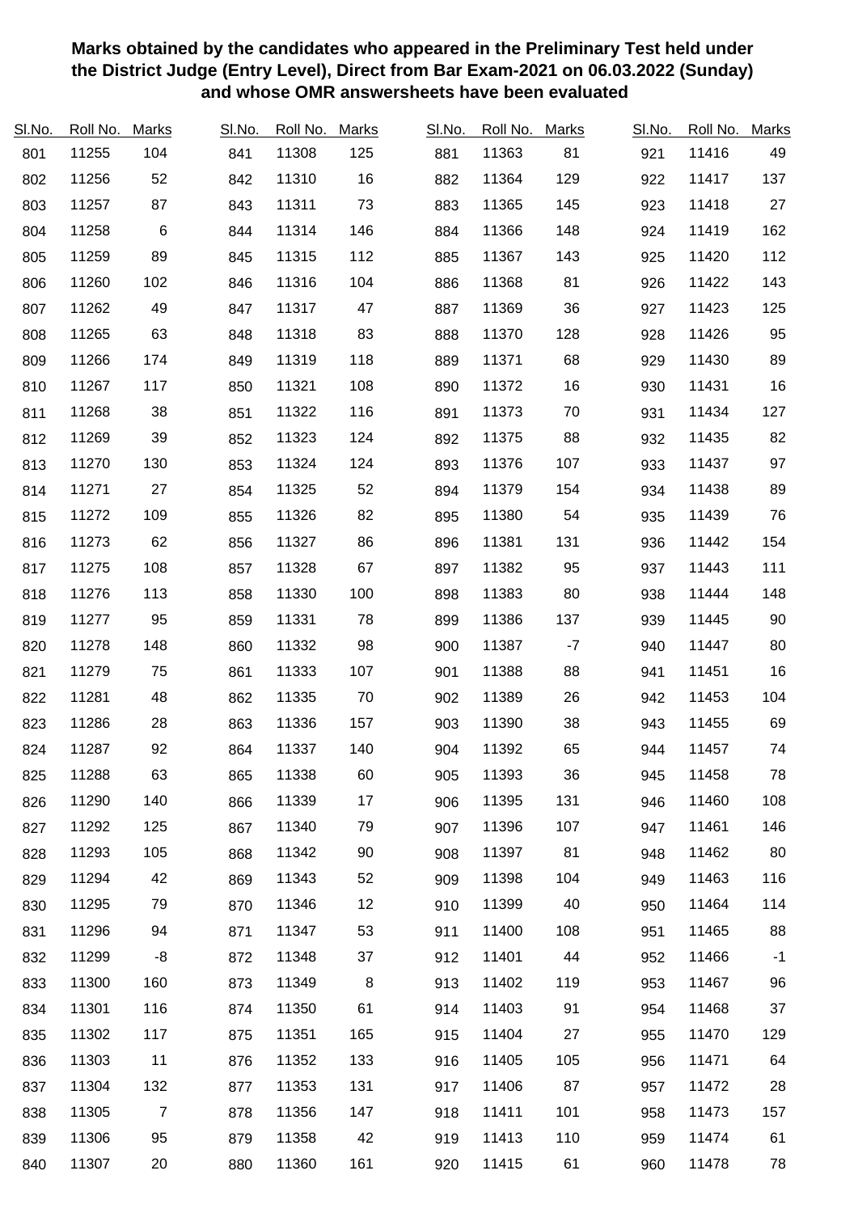**Marks obtained by the candidates who appeared in the Preliminary Test held under the District Judge (Entry Level), Direct from Bar Exam-2021 on 06.03.2022 (Sunday) and whose OMR answersheets have been evaluated**

| Sl.No. | Roll No. | Marks | Sl.No. | Roll No. | Marks | Sl.No. | Roll No. | Marks | Sl.No. | Roll No. | Marks |
|---|---|---|---|---|---|---|---|---|---|---|---|
| 801 | 11255 | 104 | 841 | 11308 | 125 | 881 | 11363 | 81 | 921 | 11416 | 49 |
| 802 | 11256 | 52 | 842 | 11310 | 16 | 882 | 11364 | 129 | 922 | 11417 | 137 |
| 803 | 11257 | 87 | 843 | 11311 | 73 | 883 | 11365 | 145 | 923 | 11418 | 27 |
| 804 | 11258 | 6 | 844 | 11314 | 146 | 884 | 11366 | 148 | 924 | 11419 | 162 |
| 805 | 11259 | 89 | 845 | 11315 | 112 | 885 | 11367 | 143 | 925 | 11420 | 112 |
| 806 | 11260 | 102 | 846 | 11316 | 104 | 886 | 11368 | 81 | 926 | 11422 | 143 |
| 807 | 11262 | 49 | 847 | 11317 | 47 | 887 | 11369 | 36 | 927 | 11423 | 125 |
| 808 | 11265 | 63 | 848 | 11318 | 83 | 888 | 11370 | 128 | 928 | 11426 | 95 |
| 809 | 11266 | 174 | 849 | 11319 | 118 | 889 | 11371 | 68 | 929 | 11430 | 89 |
| 810 | 11267 | 117 | 850 | 11321 | 108 | 890 | 11372 | 16 | 930 | 11431 | 16 |
| 811 | 11268 | 38 | 851 | 11322 | 116 | 891 | 11373 | 70 | 931 | 11434 | 127 |
| 812 | 11269 | 39 | 852 | 11323 | 124 | 892 | 11375 | 88 | 932 | 11435 | 82 |
| 813 | 11270 | 130 | 853 | 11324 | 124 | 893 | 11376 | 107 | 933 | 11437 | 97 |
| 814 | 11271 | 27 | 854 | 11325 | 52 | 894 | 11379 | 154 | 934 | 11438 | 89 |
| 815 | 11272 | 109 | 855 | 11326 | 82 | 895 | 11380 | 54 | 935 | 11439 | 76 |
| 816 | 11273 | 62 | 856 | 11327 | 86 | 896 | 11381 | 131 | 936 | 11442 | 154 |
| 817 | 11275 | 108 | 857 | 11328 | 67 | 897 | 11382 | 95 | 937 | 11443 | 111 |
| 818 | 11276 | 113 | 858 | 11330 | 100 | 898 | 11383 | 80 | 938 | 11444 | 148 |
| 819 | 11277 | 95 | 859 | 11331 | 78 | 899 | 11386 | 137 | 939 | 11445 | 90 |
| 820 | 11278 | 148 | 860 | 11332 | 98 | 900 | 11387 | -7 | 940 | 11447 | 80 |
| 821 | 11279 | 75 | 861 | 11333 | 107 | 901 | 11388 | 88 | 941 | 11451 | 16 |
| 822 | 11281 | 48 | 862 | 11335 | 70 | 902 | 11389 | 26 | 942 | 11453 | 104 |
| 823 | 11286 | 28 | 863 | 11336 | 157 | 903 | 11390 | 38 | 943 | 11455 | 69 |
| 824 | 11287 | 92 | 864 | 11337 | 140 | 904 | 11392 | 65 | 944 | 11457 | 74 |
| 825 | 11288 | 63 | 865 | 11338 | 60 | 905 | 11393 | 36 | 945 | 11458 | 78 |
| 826 | 11290 | 140 | 866 | 11339 | 17 | 906 | 11395 | 131 | 946 | 11460 | 108 |
| 827 | 11292 | 125 | 867 | 11340 | 79 | 907 | 11396 | 107 | 947 | 11461 | 146 |
| 828 | 11293 | 105 | 868 | 11342 | 90 | 908 | 11397 | 81 | 948 | 11462 | 80 |
| 829 | 11294 | 42 | 869 | 11343 | 52 | 909 | 11398 | 104 | 949 | 11463 | 116 |
| 830 | 11295 | 79 | 870 | 11346 | 12 | 910 | 11399 | 40 | 950 | 11464 | 114 |
| 831 | 11296 | 94 | 871 | 11347 | 53 | 911 | 11400 | 108 | 951 | 11465 | 88 |
| 832 | 11299 | -8 | 872 | 11348 | 37 | 912 | 11401 | 44 | 952 | 11466 | -1 |
| 833 | 11300 | 160 | 873 | 11349 | 8 | 913 | 11402 | 119 | 953 | 11467 | 96 |
| 834 | 11301 | 116 | 874 | 11350 | 61 | 914 | 11403 | 91 | 954 | 11468 | 37 |
| 835 | 11302 | 117 | 875 | 11351 | 165 | 915 | 11404 | 27 | 955 | 11470 | 129 |
| 836 | 11303 | 11 | 876 | 11352 | 133 | 916 | 11405 | 105 | 956 | 11471 | 64 |
| 837 | 11304 | 132 | 877 | 11353 | 131 | 917 | 11406 | 87 | 957 | 11472 | 28 |
| 838 | 11305 | 7 | 878 | 11356 | 147 | 918 | 11411 | 101 | 958 | 11473 | 157 |
| 839 | 11306 | 95 | 879 | 11358 | 42 | 919 | 11413 | 110 | 959 | 11474 | 61 |
| 840 | 11307 | 20 | 880 | 11360 | 161 | 920 | 11415 | 61 | 960 | 11478 | 78 |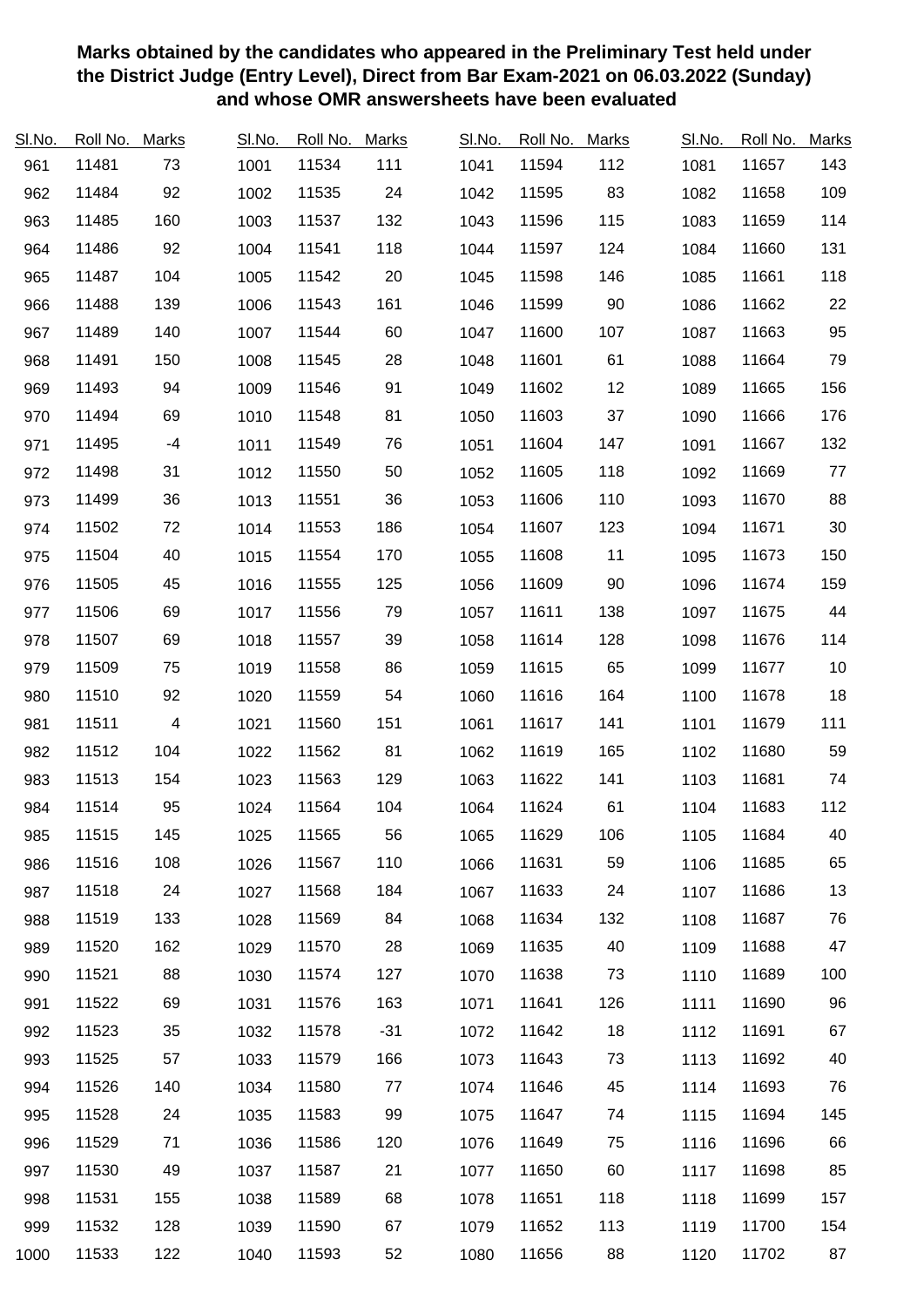**Marks obtained by the candidates who appeared in the Preliminary Test held under the District Judge (Entry Level), Direct from Bar Exam-2021 on 06.03.2022 (Sunday) and whose OMR answersheets have been evaluated**

| Sl.No. | Roll No. | Marks | Sl.No. | Roll No. | Marks | Sl.No. | Roll No. | Marks | Sl.No. | Roll No. | Marks |
|---|---|---|---|---|---|---|---|---|---|---|---|
| 961 | 11481 | 73 | 1001 | 11534 | 111 | 1041 | 11594 | 112 | 1081 | 11657 | 143 |
| 962 | 11484 | 92 | 1002 | 11535 | 24 | 1042 | 11595 | 83 | 1082 | 11658 | 109 |
| 963 | 11485 | 160 | 1003 | 11537 | 132 | 1043 | 11596 | 115 | 1083 | 11659 | 114 |
| 964 | 11486 | 92 | 1004 | 11541 | 118 | 1044 | 11597 | 124 | 1084 | 11660 | 131 |
| 965 | 11487 | 104 | 1005 | 11542 | 20 | 1045 | 11598 | 146 | 1085 | 11661 | 118 |
| 966 | 11488 | 139 | 1006 | 11543 | 161 | 1046 | 11599 | 90 | 1086 | 11662 | 22 |
| 967 | 11489 | 140 | 1007 | 11544 | 60 | 1047 | 11600 | 107 | 1087 | 11663 | 95 |
| 968 | 11491 | 150 | 1008 | 11545 | 28 | 1048 | 11601 | 61 | 1088 | 11664 | 79 |
| 969 | 11493 | 94 | 1009 | 11546 | 91 | 1049 | 11602 | 12 | 1089 | 11665 | 156 |
| 970 | 11494 | 69 | 1010 | 11548 | 81 | 1050 | 11603 | 37 | 1090 | 11666 | 176 |
| 971 | 11495 | -4 | 1011 | 11549 | 76 | 1051 | 11604 | 147 | 1091 | 11667 | 132 |
| 972 | 11498 | 31 | 1012 | 11550 | 50 | 1052 | 11605 | 118 | 1092 | 11669 | 77 |
| 973 | 11499 | 36 | 1013 | 11551 | 36 | 1053 | 11606 | 110 | 1093 | 11670 | 88 |
| 974 | 11502 | 72 | 1014 | 11553 | 186 | 1054 | 11607 | 123 | 1094 | 11671 | 30 |
| 975 | 11504 | 40 | 1015 | 11554 | 170 | 1055 | 11608 | 11 | 1095 | 11673 | 150 |
| 976 | 11505 | 45 | 1016 | 11555 | 125 | 1056 | 11609 | 90 | 1096 | 11674 | 159 |
| 977 | 11506 | 69 | 1017 | 11556 | 79 | 1057 | 11611 | 138 | 1097 | 11675 | 44 |
| 978 | 11507 | 69 | 1018 | 11557 | 39 | 1058 | 11614 | 128 | 1098 | 11676 | 114 |
| 979 | 11509 | 75 | 1019 | 11558 | 86 | 1059 | 11615 | 65 | 1099 | 11677 | 10 |
| 980 | 11510 | 92 | 1020 | 11559 | 54 | 1060 | 11616 | 164 | 1100 | 11678 | 18 |
| 981 | 11511 | 4 | 1021 | 11560 | 151 | 1061 | 11617 | 141 | 1101 | 11679 | 111 |
| 982 | 11512 | 104 | 1022 | 11562 | 81 | 1062 | 11619 | 165 | 1102 | 11680 | 59 |
| 983 | 11513 | 154 | 1023 | 11563 | 129 | 1063 | 11622 | 141 | 1103 | 11681 | 74 |
| 984 | 11514 | 95 | 1024 | 11564 | 104 | 1064 | 11624 | 61 | 1104 | 11683 | 112 |
| 985 | 11515 | 145 | 1025 | 11565 | 56 | 1065 | 11629 | 106 | 1105 | 11684 | 40 |
| 986 | 11516 | 108 | 1026 | 11567 | 110 | 1066 | 11631 | 59 | 1106 | 11685 | 65 |
| 987 | 11518 | 24 | 1027 | 11568 | 184 | 1067 | 11633 | 24 | 1107 | 11686 | 13 |
| 988 | 11519 | 133 | 1028 | 11569 | 84 | 1068 | 11634 | 132 | 1108 | 11687 | 76 |
| 989 | 11520 | 162 | 1029 | 11570 | 28 | 1069 | 11635 | 40 | 1109 | 11688 | 47 |
| 990 | 11521 | 88 | 1030 | 11574 | 127 | 1070 | 11638 | 73 | 1110 | 11689 | 100 |
| 991 | 11522 | 69 | 1031 | 11576 | 163 | 1071 | 11641 | 126 | 1111 | 11690 | 96 |
| 992 | 11523 | 35 | 1032 | 11578 | -31 | 1072 | 11642 | 18 | 1112 | 11691 | 67 |
| 993 | 11525 | 57 | 1033 | 11579 | 166 | 1073 | 11643 | 73 | 1113 | 11692 | 40 |
| 994 | 11526 | 140 | 1034 | 11580 | 77 | 1074 | 11646 | 45 | 1114 | 11693 | 76 |
| 995 | 11528 | 24 | 1035 | 11583 | 99 | 1075 | 11647 | 74 | 1115 | 11694 | 145 |
| 996 | 11529 | 71 | 1036 | 11586 | 120 | 1076 | 11649 | 75 | 1116 | 11696 | 66 |
| 997 | 11530 | 49 | 1037 | 11587 | 21 | 1077 | 11650 | 60 | 1117 | 11698 | 85 |
| 998 | 11531 | 155 | 1038 | 11589 | 68 | 1078 | 11651 | 118 | 1118 | 11699 | 157 |
| 999 | 11532 | 128 | 1039 | 11590 | 67 | 1079 | 11652 | 113 | 1119 | 11700 | 154 |
| 1000 | 11533 | 122 | 1040 | 11593 | 52 | 1080 | 11656 | 88 | 1120 | 11702 | 87 |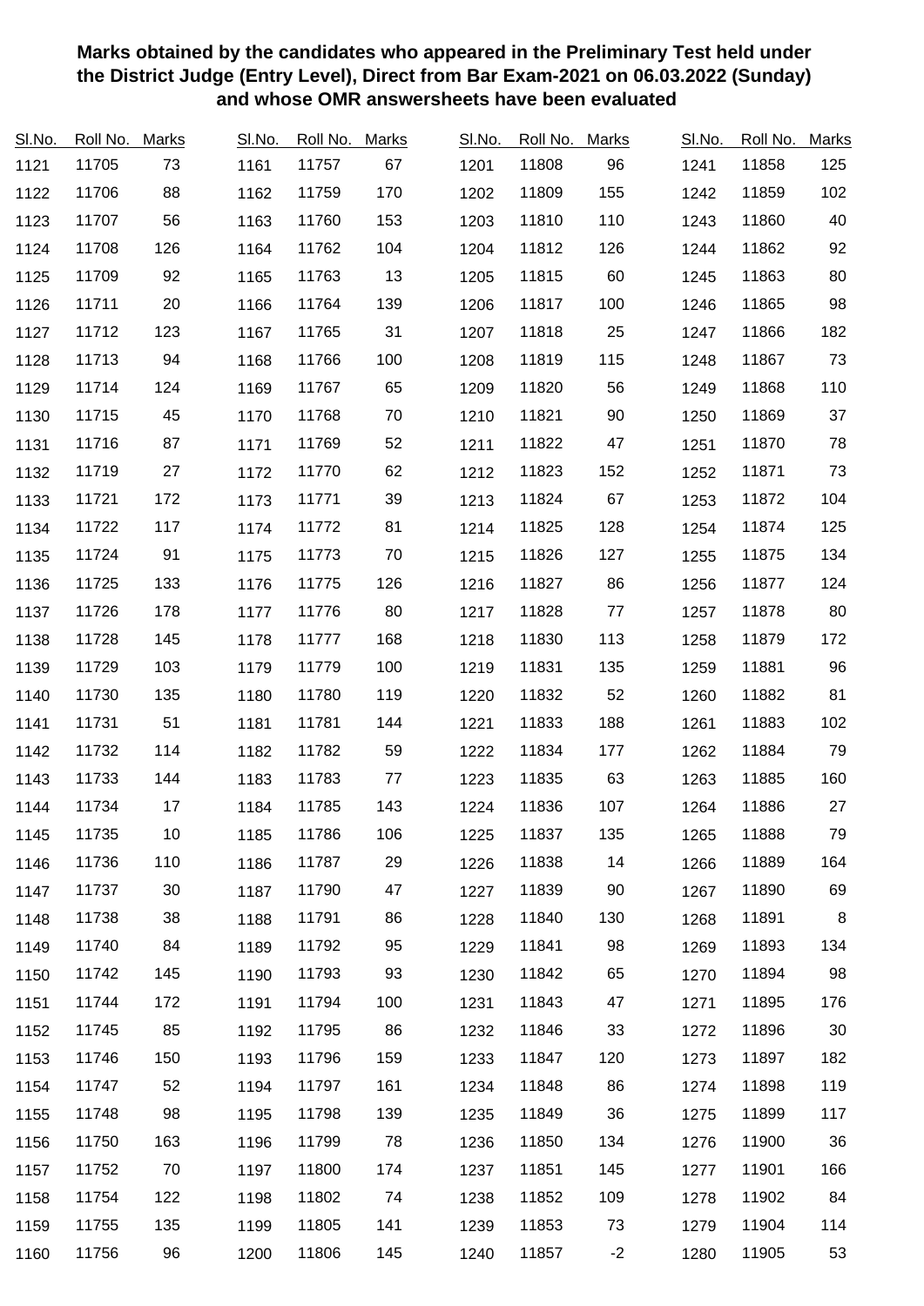**Marks obtained by the candidates who appeared in the Preliminary Test held under the District Judge (Entry Level), Direct from Bar Exam-2021 on 06.03.2022 (Sunday) and whose OMR answersheets have been evaluated**

| Sl.No. | Roll No. | Marks | Sl.No. | Roll No. | Marks | Sl.No. | Roll No. | Marks | Sl.No. | Roll No. | Marks |
|---|---|---|---|---|---|---|---|---|---|---|---|
| 1121 | 11705 | 73 | 1161 | 11757 | 67 | 1201 | 11808 | 96 | 1241 | 11858 | 125 |
| 1122 | 11706 | 88 | 1162 | 11759 | 170 | 1202 | 11809 | 155 | 1242 | 11859 | 102 |
| 1123 | 11707 | 56 | 1163 | 11760 | 153 | 1203 | 11810 | 110 | 1243 | 11860 | 40 |
| 1124 | 11708 | 126 | 1164 | 11762 | 104 | 1204 | 11812 | 126 | 1244 | 11862 | 92 |
| 1125 | 11709 | 92 | 1165 | 11763 | 13 | 1205 | 11815 | 60 | 1245 | 11863 | 80 |
| 1126 | 11711 | 20 | 1166 | 11764 | 139 | 1206 | 11817 | 100 | 1246 | 11865 | 98 |
| 1127 | 11712 | 123 | 1167 | 11765 | 31 | 1207 | 11818 | 25 | 1247 | 11866 | 182 |
| 1128 | 11713 | 94 | 1168 | 11766 | 100 | 1208 | 11819 | 115 | 1248 | 11867 | 73 |
| 1129 | 11714 | 124 | 1169 | 11767 | 65 | 1209 | 11820 | 56 | 1249 | 11868 | 110 |
| 1130 | 11715 | 45 | 1170 | 11768 | 70 | 1210 | 11821 | 90 | 1250 | 11869 | 37 |
| 1131 | 11716 | 87 | 1171 | 11769 | 52 | 1211 | 11822 | 47 | 1251 | 11870 | 78 |
| 1132 | 11719 | 27 | 1172 | 11770 | 62 | 1212 | 11823 | 152 | 1252 | 11871 | 73 |
| 1133 | 11721 | 172 | 1173 | 11771 | 39 | 1213 | 11824 | 67 | 1253 | 11872 | 104 |
| 1134 | 11722 | 117 | 1174 | 11772 | 81 | 1214 | 11825 | 128 | 1254 | 11874 | 125 |
| 1135 | 11724 | 91 | 1175 | 11773 | 70 | 1215 | 11826 | 127 | 1255 | 11875 | 134 |
| 1136 | 11725 | 133 | 1176 | 11775 | 126 | 1216 | 11827 | 86 | 1256 | 11877 | 124 |
| 1137 | 11726 | 178 | 1177 | 11776 | 80 | 1217 | 11828 | 77 | 1257 | 11878 | 80 |
| 1138 | 11728 | 145 | 1178 | 11777 | 168 | 1218 | 11830 | 113 | 1258 | 11879 | 172 |
| 1139 | 11729 | 103 | 1179 | 11779 | 100 | 1219 | 11831 | 135 | 1259 | 11881 | 96 |
| 1140 | 11730 | 135 | 1180 | 11780 | 119 | 1220 | 11832 | 52 | 1260 | 11882 | 81 |
| 1141 | 11731 | 51 | 1181 | 11781 | 144 | 1221 | 11833 | 188 | 1261 | 11883 | 102 |
| 1142 | 11732 | 114 | 1182 | 11782 | 59 | 1222 | 11834 | 177 | 1262 | 11884 | 79 |
| 1143 | 11733 | 144 | 1183 | 11783 | 77 | 1223 | 11835 | 63 | 1263 | 11885 | 160 |
| 1144 | 11734 | 17 | 1184 | 11785 | 143 | 1224 | 11836 | 107 | 1264 | 11886 | 27 |
| 1145 | 11735 | 10 | 1185 | 11786 | 106 | 1225 | 11837 | 135 | 1265 | 11888 | 79 |
| 1146 | 11736 | 110 | 1186 | 11787 | 29 | 1226 | 11838 | 14 | 1266 | 11889 | 164 |
| 1147 | 11737 | 30 | 1187 | 11790 | 47 | 1227 | 11839 | 90 | 1267 | 11890 | 69 |
| 1148 | 11738 | 38 | 1188 | 11791 | 86 | 1228 | 11840 | 130 | 1268 | 11891 | 8 |
| 1149 | 11740 | 84 | 1189 | 11792 | 95 | 1229 | 11841 | 98 | 1269 | 11893 | 134 |
| 1150 | 11742 | 145 | 1190 | 11793 | 93 | 1230 | 11842 | 65 | 1270 | 11894 | 98 |
| 1151 | 11744 | 172 | 1191 | 11794 | 100 | 1231 | 11843 | 47 | 1271 | 11895 | 176 |
| 1152 | 11745 | 85 | 1192 | 11795 | 86 | 1232 | 11846 | 33 | 1272 | 11896 | 30 |
| 1153 | 11746 | 150 | 1193 | 11796 | 159 | 1233 | 11847 | 120 | 1273 | 11897 | 182 |
| 1154 | 11747 | 52 | 1194 | 11797 | 161 | 1234 | 11848 | 86 | 1274 | 11898 | 119 |
| 1155 | 11748 | 98 | 1195 | 11798 | 139 | 1235 | 11849 | 36 | 1275 | 11899 | 117 |
| 1156 | 11750 | 163 | 1196 | 11799 | 78 | 1236 | 11850 | 134 | 1276 | 11900 | 36 |
| 1157 | 11752 | 70 | 1197 | 11800 | 174 | 1237 | 11851 | 145 | 1277 | 11901 | 166 |
| 1158 | 11754 | 122 | 1198 | 11802 | 74 | 1238 | 11852 | 109 | 1278 | 11902 | 84 |
| 1159 | 11755 | 135 | 1199 | 11805 | 141 | 1239 | 11853 | 73 | 1279 | 11904 | 114 |
| 1160 | 11756 | 96 | 1200 | 11806 | 145 | 1240 | 11857 | -2 | 1280 | 11905 | 53 |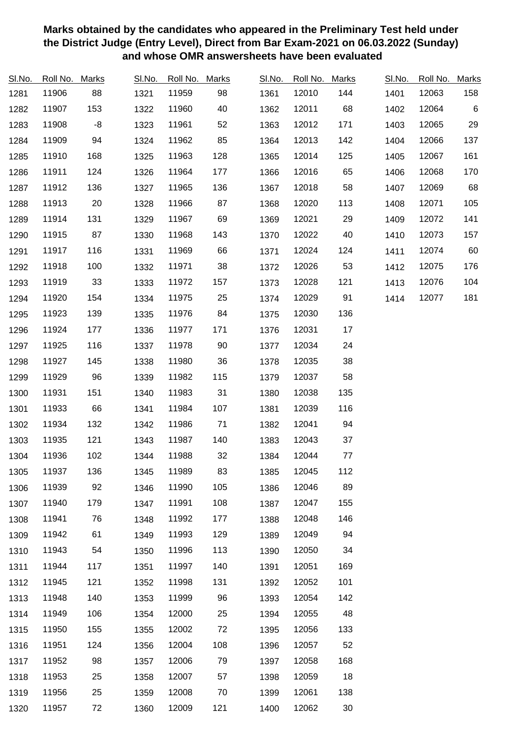**Marks obtained by the candidates who appeared in the Preliminary Test held under the District Judge (Entry Level), Direct from Bar Exam-2021 on 06.03.2022 (Sunday) and whose OMR answersheets have been evaluated**

| Sl.No. | Roll No. | Marks |
|---|---|---|
| 1281 | 11906 | 88 |
| 1282 | 11907 | 153 |
| 1283 | 11908 | -8 |
| 1284 | 11909 | 94 |
| 1285 | 11910 | 168 |
| 1286 | 11911 | 124 |
| 1287 | 11912 | 136 |
| 1288 | 11913 | 20 |
| 1289 | 11914 | 131 |
| 1290 | 11915 | 87 |
| 1291 | 11917 | 116 |
| 1292 | 11918 | 100 |
| 1293 | 11919 | 33 |
| 1294 | 11920 | 154 |
| 1295 | 11923 | 139 |
| 1296 | 11924 | 177 |
| 1297 | 11925 | 116 |
| 1298 | 11927 | 145 |
| 1299 | 11929 | 96 |
| 1300 | 11931 | 151 |
| 1301 | 11933 | 66 |
| 1302 | 11934 | 132 |
| 1303 | 11935 | 121 |
| 1304 | 11936 | 102 |
| 1305 | 11937 | 136 |
| 1306 | 11939 | 92 |
| 1307 | 11940 | 179 |
| 1308 | 11941 | 76 |
| 1309 | 11942 | 61 |
| 1310 | 11943 | 54 |
| 1311 | 11944 | 117 |
| 1312 | 11945 | 121 |
| 1313 | 11948 | 140 |
| 1314 | 11949 | 106 |
| 1315 | 11950 | 155 |
| 1316 | 11951 | 124 |
| 1317 | 11952 | 98 |
| 1318 | 11953 | 25 |
| 1319 | 11956 | 25 |
| 1320 | 11957 | 72 |
| 1321 | 11959 | 98 |
| 1322 | 11960 | 40 |
| 1323 | 11961 | 52 |
| 1324 | 11962 | 85 |
| 1325 | 11963 | 128 |
| 1326 | 11964 | 177 |
| 1327 | 11965 | 136 |
| 1328 | 11966 | 87 |
| 1329 | 11967 | 69 |
| 1330 | 11968 | 143 |
| 1331 | 11969 | 66 |
| 1332 | 11971 | 38 |
| 1333 | 11972 | 157 |
| 1334 | 11975 | 25 |
| 1335 | 11976 | 84 |
| 1336 | 11977 | 171 |
| 1337 | 11978 | 90 |
| 1338 | 11980 | 36 |
| 1339 | 11982 | 115 |
| 1340 | 11983 | 31 |
| 1341 | 11984 | 107 |
| 1342 | 11986 | 71 |
| 1343 | 11987 | 140 |
| 1344 | 11988 | 32 |
| 1345 | 11989 | 83 |
| 1346 | 11990 | 105 |
| 1347 | 11991 | 108 |
| 1348 | 11992 | 177 |
| 1349 | 11993 | 129 |
| 1350 | 11996 | 113 |
| 1351 | 11997 | 140 |
| 1352 | 11998 | 131 |
| 1353 | 11999 | 96 |
| 1354 | 12000 | 25 |
| 1355 | 12002 | 72 |
| 1356 | 12004 | 108 |
| 1357 | 12006 | 79 |
| 1358 | 12007 | 57 |
| 1359 | 12008 | 70 |
| 1360 | 12009 | 121 |
| 1361 | 12010 | 144 |
| 1362 | 12011 | 68 |
| 1363 | 12012 | 171 |
| 1364 | 12013 | 142 |
| 1365 | 12014 | 125 |
| 1366 | 12016 | 65 |
| 1367 | 12018 | 58 |
| 1368 | 12020 | 113 |
| 1369 | 12021 | 29 |
| 1370 | 12022 | 40 |
| 1371 | 12024 | 124 |
| 1372 | 12026 | 53 |
| 1373 | 12028 | 121 |
| 1374 | 12029 | 91 |
| 1375 | 12030 | 136 |
| 1376 | 12031 | 17 |
| 1377 | 12034 | 24 |
| 1378 | 12035 | 38 |
| 1379 | 12037 | 58 |
| 1380 | 12038 | 135 |
| 1381 | 12039 | 116 |
| 1382 | 12041 | 94 |
| 1383 | 12043 | 37 |
| 1384 | 12044 | 77 |
| 1385 | 12045 | 112 |
| 1386 | 12046 | 89 |
| 1387 | 12047 | 155 |
| 1388 | 12048 | 146 |
| 1389 | 12049 | 94 |
| 1390 | 12050 | 34 |
| 1391 | 12051 | 169 |
| 1392 | 12052 | 101 |
| 1393 | 12054 | 142 |
| 1394 | 12055 | 48 |
| 1395 | 12056 | 133 |
| 1396 | 12057 | 52 |
| 1397 | 12058 | 168 |
| 1398 | 12059 | 18 |
| 1399 | 12061 | 138 |
| 1400 | 12062 | 30 |
| 1401 | 12063 | 158 |
| 1402 | 12064 | 6 |
| 1403 | 12065 | 29 |
| 1404 | 12066 | 137 |
| 1405 | 12067 | 161 |
| 1406 | 12068 | 170 |
| 1407 | 12069 | 68 |
| 1408 | 12071 | 105 |
| 1409 | 12072 | 141 |
| 1410 | 12073 | 157 |
| 1411 | 12074 | 60 |
| 1412 | 12075 | 176 |
| 1413 | 12076 | 104 |
| 1414 | 12077 | 181 |